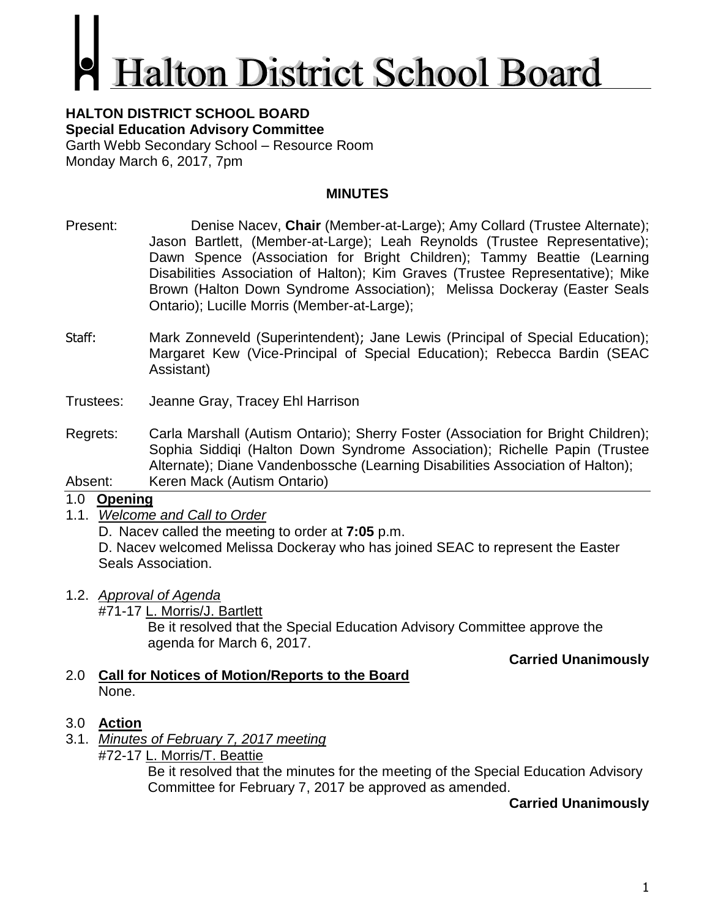# Halton District School Board

**HALTON DISTRICT SCHOOL BOARD**
**Special Education Advisory Committee**
Garth Webb Secondary School – Resource Room
Monday March 6, 2017, 7pm

**MINUTES**

Present: Denise Nacev, **Chair** (Member-at-Large); Amy Collard (Trustee Alternate); Jason Bartlett, (Member-at-Large); Leah Reynolds (Trustee Representative); Dawn Spence (Association for Bright Children); Tammy Beattie (Learning Disabilities Association of Halton); Kim Graves (Trustee Representative); Mike Brown (Halton Down Syndrome Association); Melissa Dockeray (Easter Seals Ontario); Lucille Morris (Member-at-Large);

Staff: Mark Zonneveld (Superintendent); Jane Lewis (Principal of Special Education); Margaret Kew (Vice-Principal of Special Education); Rebecca Bardin (SEAC Assistant)

Trustees: Jeanne Gray, Tracey Ehl Harrison

Regrets: Carla Marshall (Autism Ontario); Sherry Foster (Association for Bright Children); Sophia Siddiqi (Halton Down Syndrome Association); Richelle Papin (Trustee Alternate); Diane Vandenbossche (Learning Disabilities Association of Halton);

Absent: Keren Mack (Autism Ontario)

## 1.0 Opening

1.1. *Welcome and Call to Order*

D. Nacev called the meeting to order at **7:05** p.m.

D. Nacev welcomed Melissa Dockeray who has joined SEAC to represent the Easter Seals Association.

1.2. *Approval of Agenda*

#71-17 L. Morris/J. Bartlett

Be it resolved that the Special Education Advisory Committee approve the agenda for March 6, 2017.

**Carried Unanimously**

## 2.0 Call for Notices of Motion/Reports to the Board

None.

## 3.0 Action

3.1. *Minutes of February 7, 2017 meeting*

#72-17 L. Morris/T. Beattie

Be it resolved that the minutes for the meeting of the Special Education Advisory Committee for February 7, 2017 be approved as amended.

**Carried Unanimously**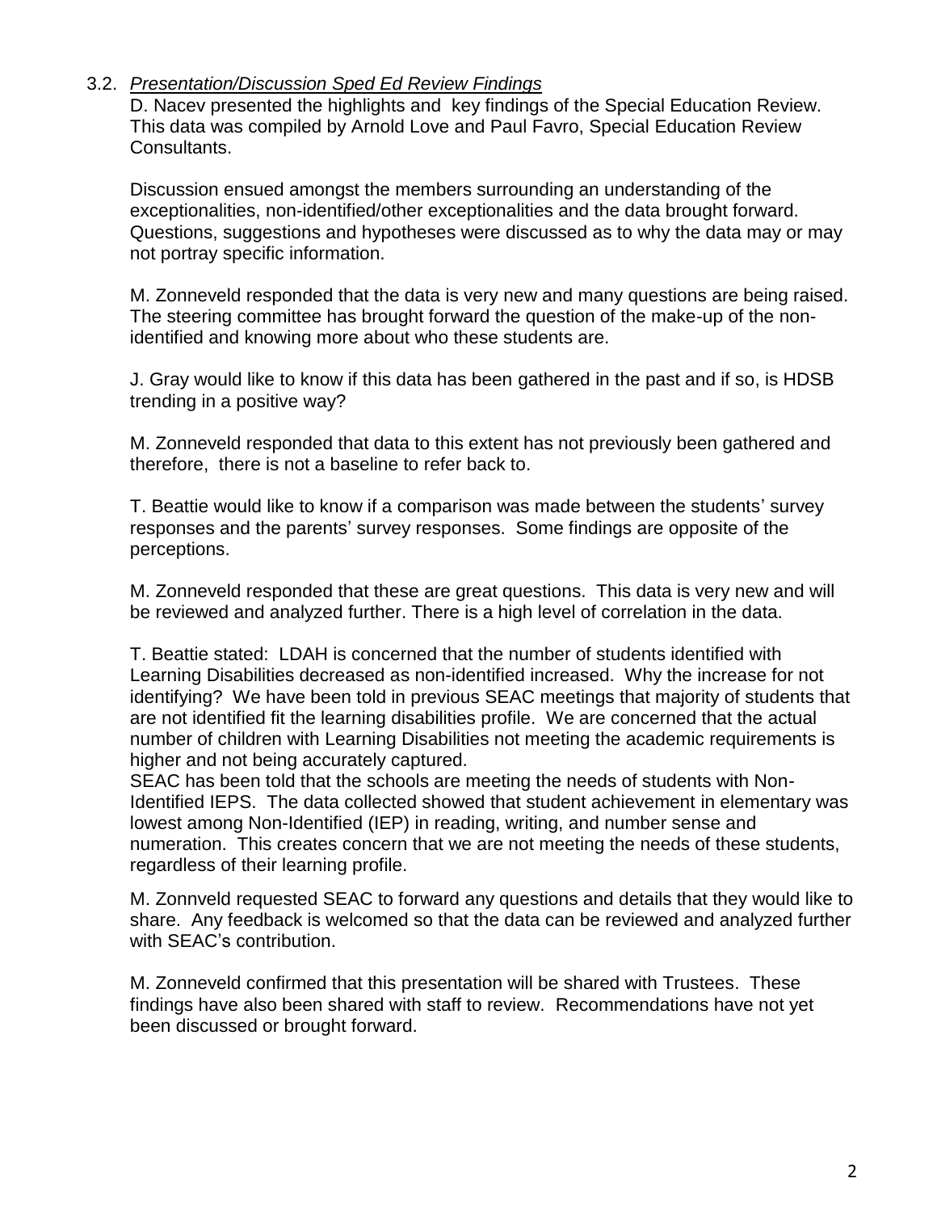3.2. *Presentation/Discussion Sped Ed Review Findings*

D. Nacev presented the highlights and key findings of the Special Education Review. This data was compiled by Arnold Love and Paul Favro, Special Education Review Consultants.

Discussion ensued amongst the members surrounding an understanding of the exceptionalities, non-identified/other exceptionalities and the data brought forward. Questions, suggestions and hypotheses were discussed as to why the data may or may not portray specific information.

M. Zonneveld responded that the data is very new and many questions are being raised. The steering committee has brought forward the question of the make-up of the non-identified and knowing more about who these students are.

J. Gray would like to know if this data has been gathered in the past and if so, is HDSB trending in a positive way?

M. Zonneveld responded that data to this extent has not previously been gathered and therefore, there is not a baseline to refer back to.

T. Beattie would like to know if a comparison was made between the students' survey responses and the parents' survey responses. Some findings are opposite of the perceptions.

M. Zonneveld responded that these are great questions. This data is very new and will be reviewed and analyzed further. There is a high level of correlation in the data.

T. Beattie stated: LDAH is concerned that the number of students identified with Learning Disabilities decreased as non-identified increased. Why the increase for not identifying? We have been told in previous SEAC meetings that majority of students that are not identified fit the learning disabilities profile. We are concerned that the actual number of children with Learning Disabilities not meeting the academic requirements is higher and not being accurately captured.
SEAC has been told that the schools are meeting the needs of students with Non-Identified IEPS. The data collected showed that student achievement in elementary was lowest among Non-Identified (IEP) in reading, writing, and number sense and numeration. This creates concern that we are not meeting the needs of these students, regardless of their learning profile.

M. Zonnveld requested SEAC to forward any questions and details that they would like to share. Any feedback is welcomed so that the data can be reviewed and analyzed further with SEAC's contribution.

M. Zonneveld confirmed that this presentation will be shared with Trustees. These findings have also been shared with staff to review. Recommendations have not yet been discussed or brought forward.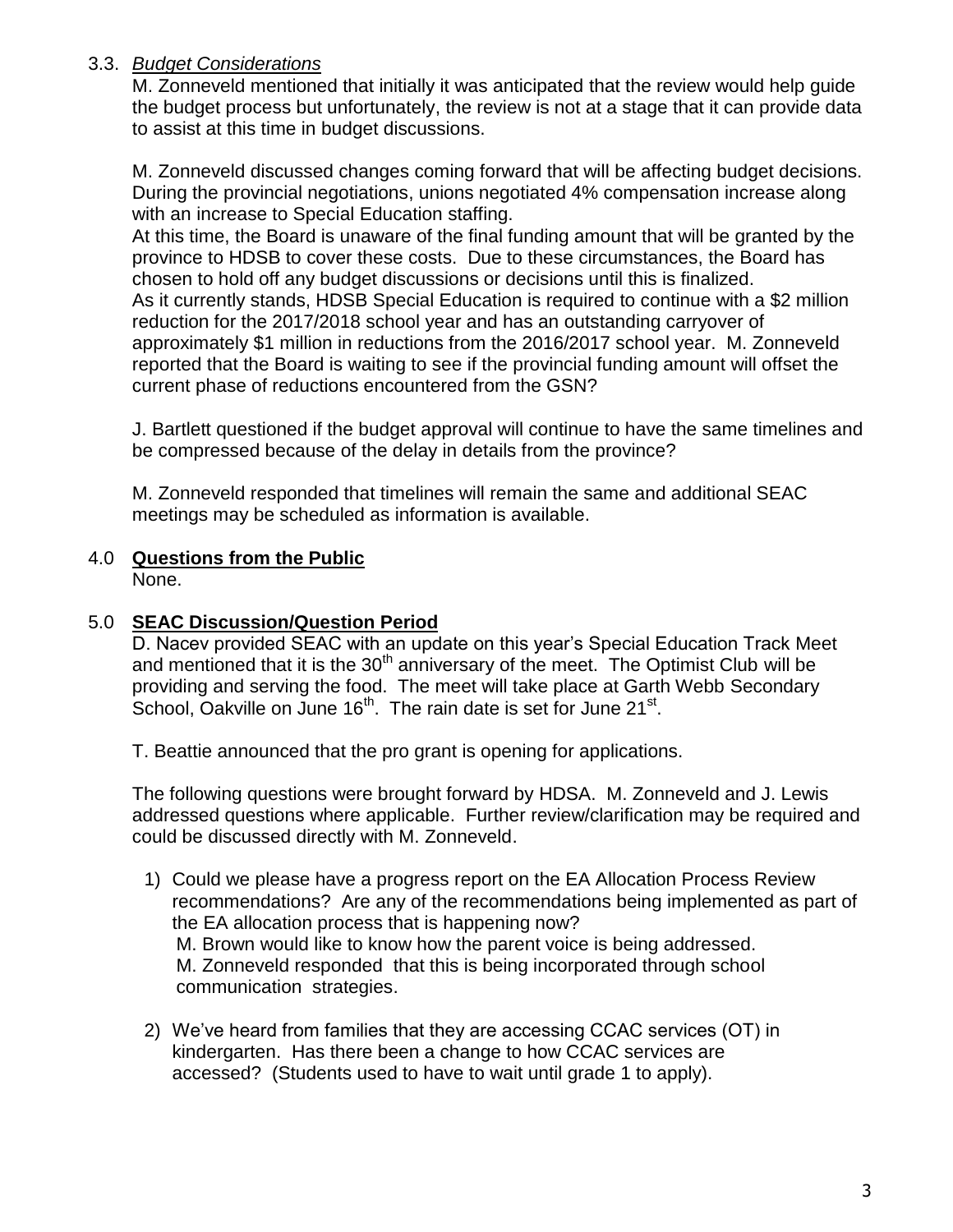### 3.3. *Budget Considerations*

M. Zonneveld mentioned that initially it was anticipated that the review would help guide the budget process but unfortunately, the review is not at a stage that it can provide data to assist at this time in budget discussions.

M. Zonneveld discussed changes coming forward that will be affecting budget decisions. During the provincial negotiations, unions negotiated 4% compensation increase along with an increase to Special Education staffing.
At this time, the Board is unaware of the final funding amount that will be granted by the province to HDSB to cover these costs. Due to these circumstances, the Board has chosen to hold off any budget discussions or decisions until this is finalized.
As it currently stands, HDSB Special Education is required to continue with a $2 million reduction for the 2017/2018 school year and has an outstanding carryover of approximately $1 million in reductions from the 2016/2017 school year. M. Zonneveld reported that the Board is waiting to see if the provincial funding amount will offset the current phase of reductions encountered from the GSN?

J. Bartlett questioned if the budget approval will continue to have the same timelines and be compressed because of the delay in details from the province?

M. Zonneveld responded that timelines will remain the same and additional SEAC meetings may be scheduled as information is available.

## 4.0 **Questions from the Public**

None.

## 5.0 **SEAC Discussion/Question Period**

D. Nacev provided SEAC with an update on this year's Special Education Track Meet and mentioned that it is the 30th anniversary of the meet. The Optimist Club will be providing and serving the food. The meet will take place at Garth Webb Secondary School, Oakville on June 16th. The rain date is set for June 21st.

T. Beattie announced that the pro grant is opening for applications.

The following questions were brought forward by HDSA. M. Zonneveld and J. Lewis addressed questions where applicable. Further review/clarification may be required and could be discussed directly with M. Zonneveld.

1) Could we please have a progress report on the EA Allocation Process Review recommendations? Are any of the recommendations being implemented as part of the EA allocation process that is happening now?
   M. Brown would like to know how the parent voice is being addressed.
   M. Zonneveld responded that this is being incorporated through school communication strategies.

2) We've heard from families that they are accessing CCAC services (OT) in kindergarten. Has there been a change to how CCAC services are accessed? (Students used to have to wait until grade 1 to apply).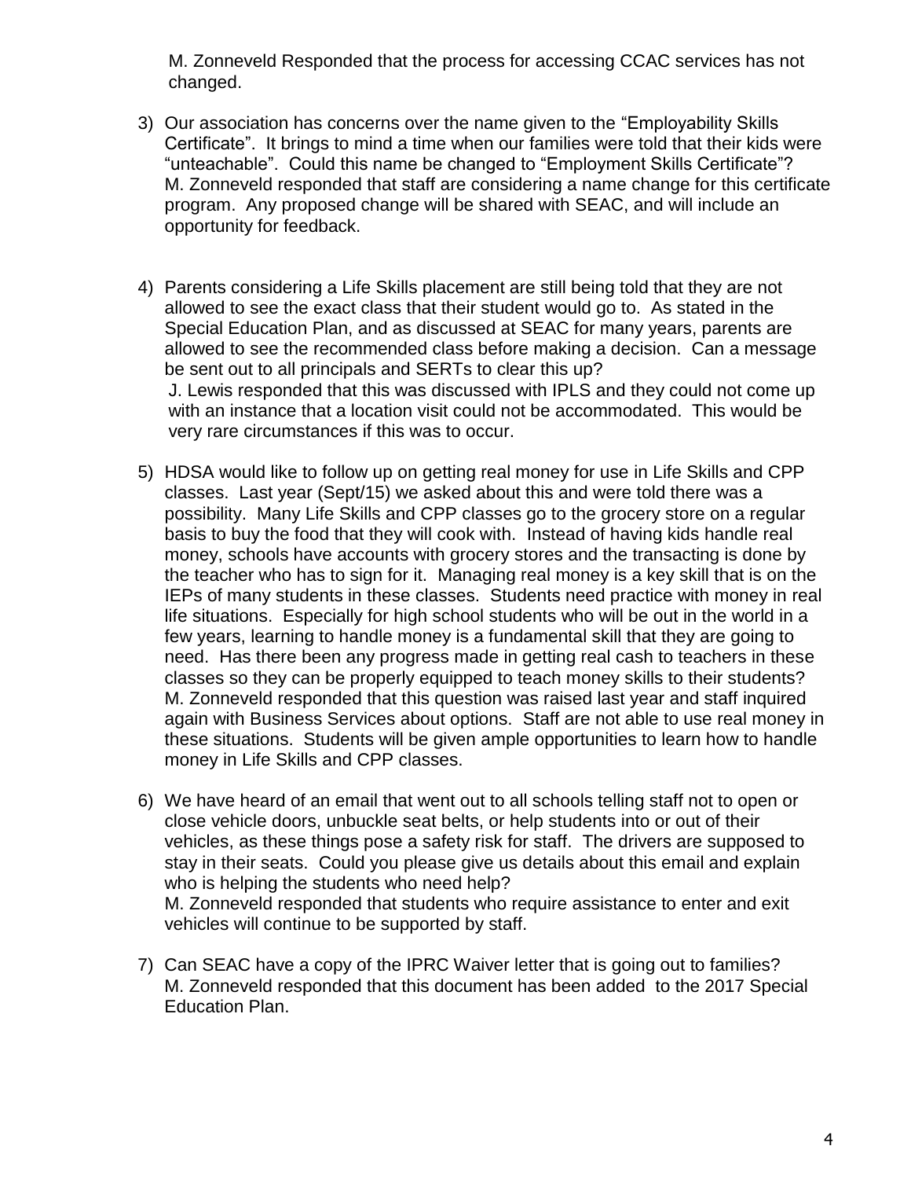M. Zonneveld Responded that the process for accessing CCAC services has not changed.

3) Our association has concerns over the name given to the "Employability Skills Certificate". It brings to mind a time when our families were told that their kids were "unteachable". Could this name be changed to "Employment Skills Certificate"?
   M. Zonneveld responded that staff are considering a name change for this certificate program. Any proposed change will be shared with SEAC, and will include an opportunity for feedback.

4) Parents considering a Life Skills placement are still being told that they are not allowed to see the exact class that their student would go to. As stated in the Special Education Plan, and as discussed at SEAC for many years, parents are allowed to see the recommended class before making a decision. Can a message be sent out to all principals and SERTs to clear this up?
   J. Lewis responded that this was discussed with IPLS and they could not come up with an instance that a location visit could not be accommodated. This would be very rare circumstances if this was to occur.

5) HDSA would like to follow up on getting real money for use in Life Skills and CPP classes. Last year (Sept/15) we asked about this and were told there was a possibility. Many Life Skills and CPP classes go to the grocery store on a regular basis to buy the food that they will cook with. Instead of having kids handle real money, schools have accounts with grocery stores and the transacting is done by the teacher who has to sign for it. Managing real money is a key skill that is on the IEPs of many students in these classes. Students need practice with money in real life situations. Especially for high school students who will be out in the world in a few years, learning to handle money is a fundamental skill that they are going to need. Has there been any progress made in getting real cash to teachers in these classes so they can be properly equipped to teach money skills to their students?
   M. Zonneveld responded that this question was raised last year and staff inquired again with Business Services about options. Staff are not able to use real money in these situations. Students will be given ample opportunities to learn how to handle money in Life Skills and CPP classes.

6) We have heard of an email that went out to all schools telling staff not to open or close vehicle doors, unbuckle seat belts, or help students into or out of their vehicles, as these things pose a safety risk for staff. The drivers are supposed to stay in their seats. Could you please give us details about this email and explain who is helping the students who need help?
   M. Zonneveld responded that students who require assistance to enter and exit vehicles will continue to be supported by staff.

7) Can SEAC have a copy of the IPRC Waiver letter that is going out to families?
   M. Zonneveld responded that this document has been added to the 2017 Special Education Plan.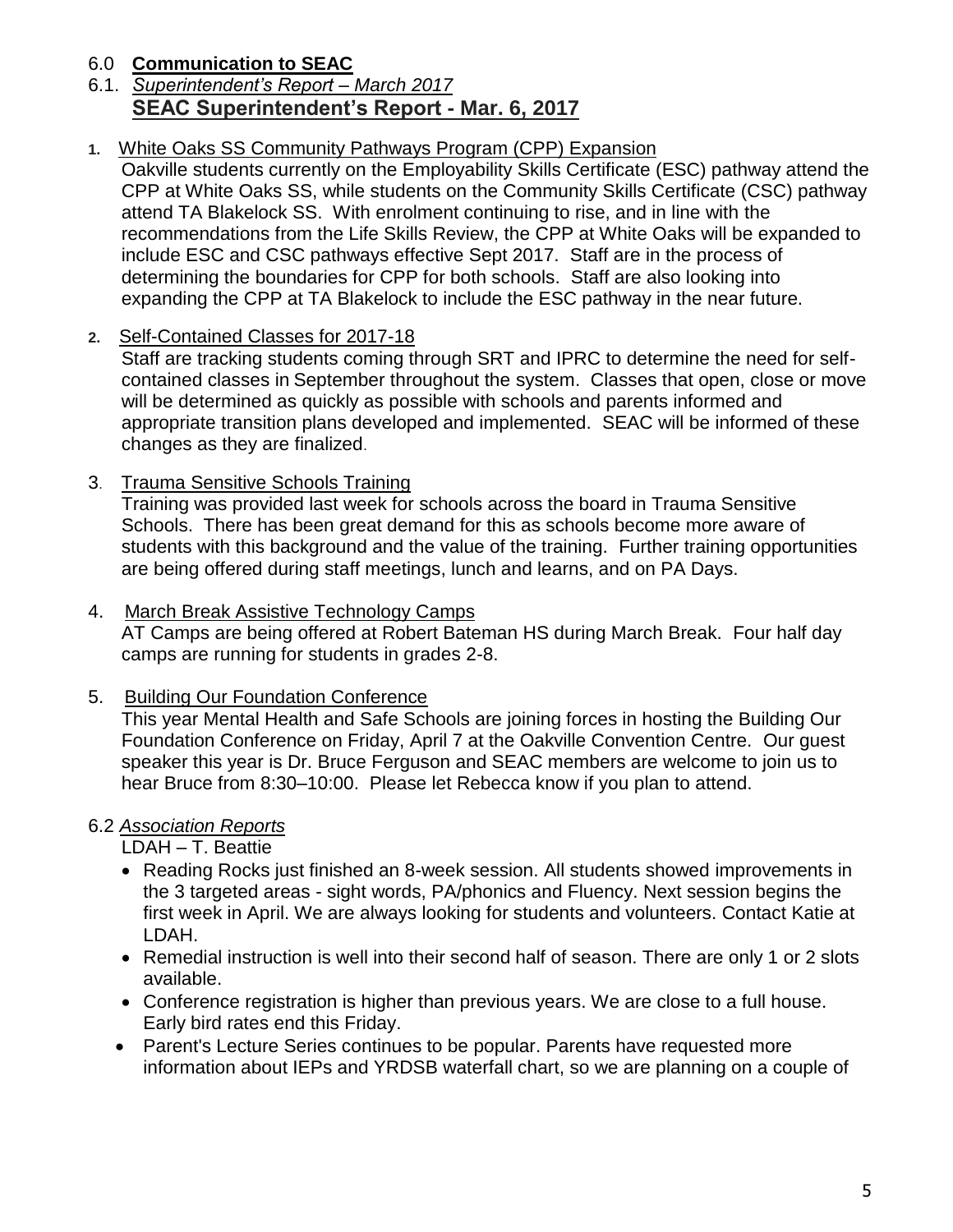## 6.0 **Communication to SEAC**

### 6.1. *Superintendent's Report – March 2017*

## SEAC Superintendent's Report - Mar. 6, 2017

**1.** White Oaks SS Community Pathways Program (CPP) Expansion

Oakville students currently on the Employability Skills Certificate (ESC) pathway attend the CPP at White Oaks SS, while students on the Community Skills Certificate (CSC) pathway attend TA Blakelock SS. With enrolment continuing to rise, and in line with the recommendations from the Life Skills Review, the CPP at White Oaks will be expanded to include ESC and CSC pathways effective Sept 2017. Staff are in the process of determining the boundaries for CPP for both schools. Staff are also looking into expanding the CPP at TA Blakelock to include the ESC pathway in the near future.

**2.** Self-Contained Classes for 2017-18

Staff are tracking students coming through SRT and IPRC to determine the need for self-contained classes in September throughout the system. Classes that open, close or move will be determined as quickly as possible with schools and parents informed and appropriate transition plans developed and implemented. SEAC will be informed of these changes as they are finalized.

3. Trauma Sensitive Schools Training

Training was provided last week for schools across the board in Trauma Sensitive Schools. There has been great demand for this as schools become more aware of students with this background and the value of the training. Further training opportunities are being offered during staff meetings, lunch and learns, and on PA Days.

4. March Break Assistive Technology Camps

AT Camps are being offered at Robert Bateman HS during March Break. Four half day camps are running for students in grades 2-8.

5. Building Our Foundation Conference

This year Mental Health and Safe Schools are joining forces in hosting the Building Our Foundation Conference on Friday, April 7 at the Oakville Convention Centre. Our guest speaker this year is Dr. Bruce Ferguson and SEAC members are welcome to join us to hear Bruce from 8:30–10:00. Please let Rebecca know if you plan to attend.

### 6.2 *Association Reports*

LDAH – T. Beattie

- Reading Rocks just finished an 8-week session. All students showed improvements in the 3 targeted areas - sight words, PA/phonics and Fluency. Next session begins the first week in April. We are always looking for students and volunteers. Contact Katie at LDAH.
- Remedial instruction is well into their second half of season. There are only 1 or 2 slots available.
- Conference registration is higher than previous years. We are close to a full house. Early bird rates end this Friday.
- Parent's Lecture Series continues to be popular. Parents have requested more information about IEPs and YRDSB waterfall chart, so we are planning on a couple of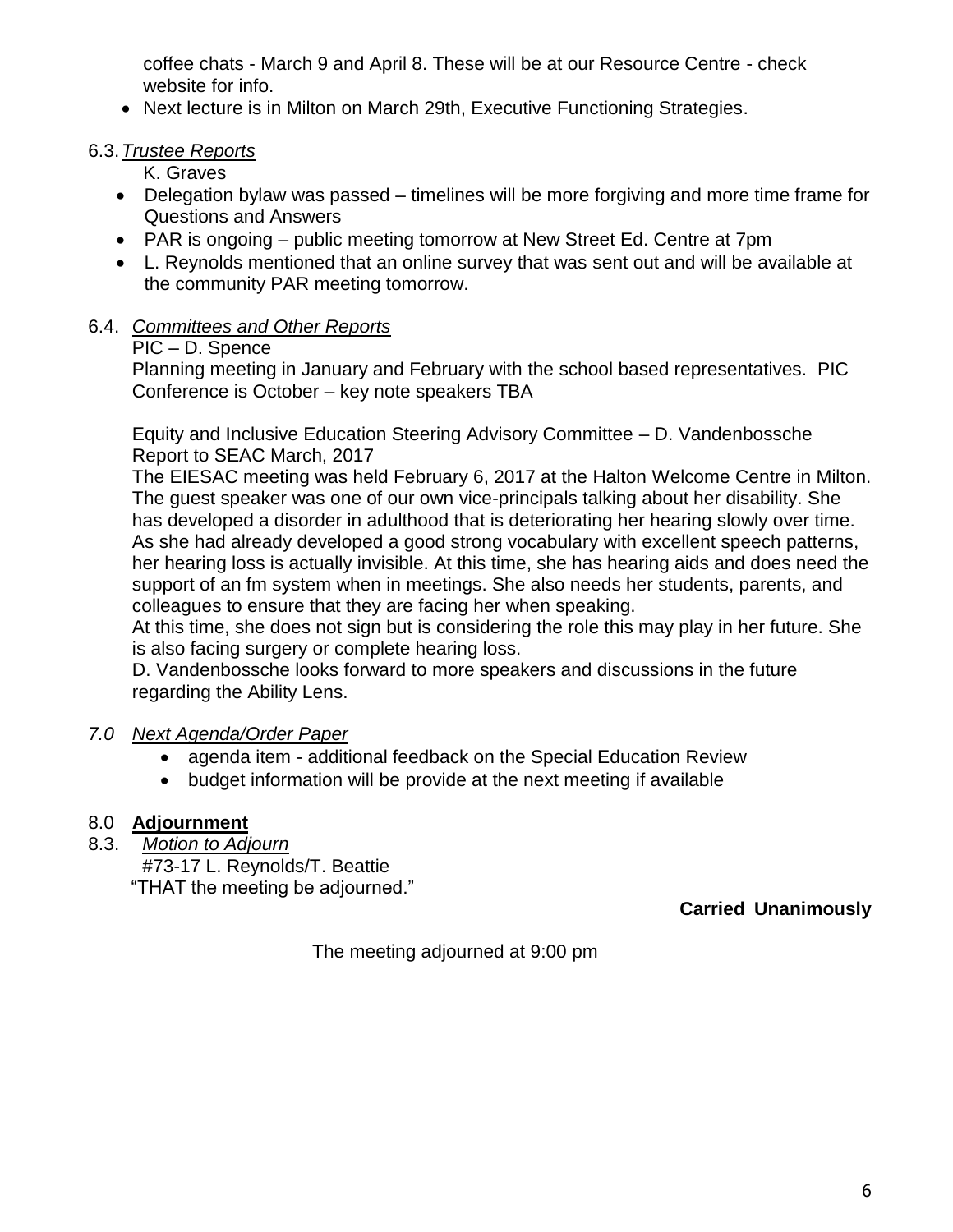coffee chats - March 9 and April 8. These will be at our Resource Centre - check website for info.

- Next lecture is in Milton on March 29th, Executive Functioning Strategies.

6.3. *Trustee Reports*

K. Graves

- Delegation bylaw was passed – timelines will be more forgiving and more time frame for Questions and Answers
- PAR is ongoing – public meeting tomorrow at New Street Ed. Centre at 7pm
- L. Reynolds mentioned that an online survey that was sent out and will be available at the community PAR meeting tomorrow.

6.4. *Committees and Other Reports*

PIC – D. Spence

Planning meeting in January and February with the school based representatives. PIC Conference is October – key note speakers TBA

Equity and Inclusive Education Steering Advisory Committee – D. Vandenbossche
Report to SEAC March, 2017

The EIESAC meeting was held February 6, 2017 at the Halton Welcome Centre in Milton. The guest speaker was one of our own vice-principals talking about her disability. She has developed a disorder in adulthood that is deteriorating her hearing slowly over time. As she had already developed a good strong vocabulary with excellent speech patterns, her hearing loss is actually invisible. At this time, she has hearing aids and does need the support of an fm system when in meetings. She also needs her students, parents, and colleagues to ensure that they are facing her when speaking.

At this time, she does not sign but is considering the role this may play in her future. She is also facing surgery or complete hearing loss.

D. Vandenbossche looks forward to more speakers and discussions in the future regarding the Ability Lens.

*7.0 Next Agenda/Order Paper*

- agenda item - additional feedback on the Special Education Review
- budget information will be provide at the next meeting if available

8.0 **Adjournment**

8.3. *Motion to Adjourn*

#73-17 L. Reynolds/T. Beattie

"THAT the meeting be adjourned."

**Carried Unanimously**

The meeting adjourned at 9:00 pm